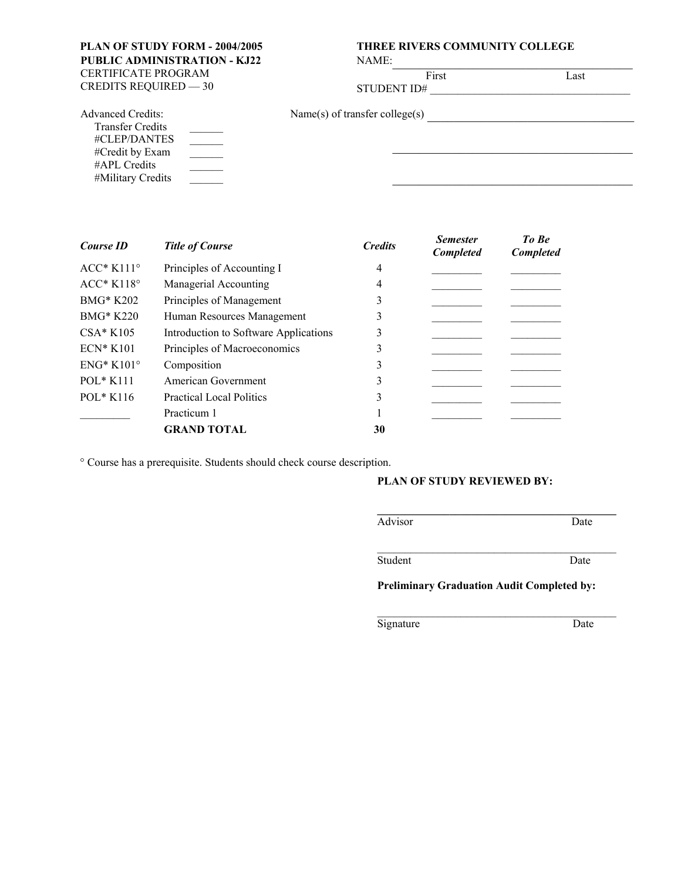**PLAN OF STUDY FORM - 2004/2005**
**PUBLIC ADMINISTRATION - KJ22**
CERTIFICATE PROGRAM
CREDITS REQUIRED — 30

**THREE RIVERS COMMUNITY COLLEGE**
NAME: ________________________________________
First Last
STUDENT ID# ________________________________________

Advanced Credits:
- Transfer Credits ______
- #CLEP/DANTES ______
- #Credit by Exam ______
- #APL Credits ______
- #Military Credits ______

Name(s) of transfer college(s) ________________________________________

________________________________________

________________________________________

| *Course ID* | *Title of Course* | *Credits* | *Semester Completed* | *To Be Completed* |
|---|---|---|---|---|
| ACC* K111° | Principles of Accounting I | 4 | _________ | _________ |
| ACC* K118° | Managerial Accounting | 4 | _________ | _________ |
| BMG* K202 | Principles of Management | 3 | _________ | _________ |
| BMG* K220 | Human Resources Management | 3 | _________ | _________ |
| CSA* K105 | Introduction to Software Applications | 3 | _________ | _________ |
| ECN* K101 | Principles of Macroeconomics | 3 | _________ | _________ |
| ENG* K101° | Composition | 3 | _________ | _________ |
| POL* K111 | American Government | 3 | _________ | _________ |
| POL* K116 | Practical Local Politics | 3 | _________ | _________ |
| _________ | Practicum 1 | 1 | _________ | _________ |
| | **GRAND TOTAL** | **30** | | |

° Course has a prerequisite. Students should check course description.

**PLAN OF STUDY REVIEWED BY:**

________________________________________
Advisor Date

________________________________________
Student Date

**Preliminary Graduation Audit Completed by:**

________________________________________
Signature Date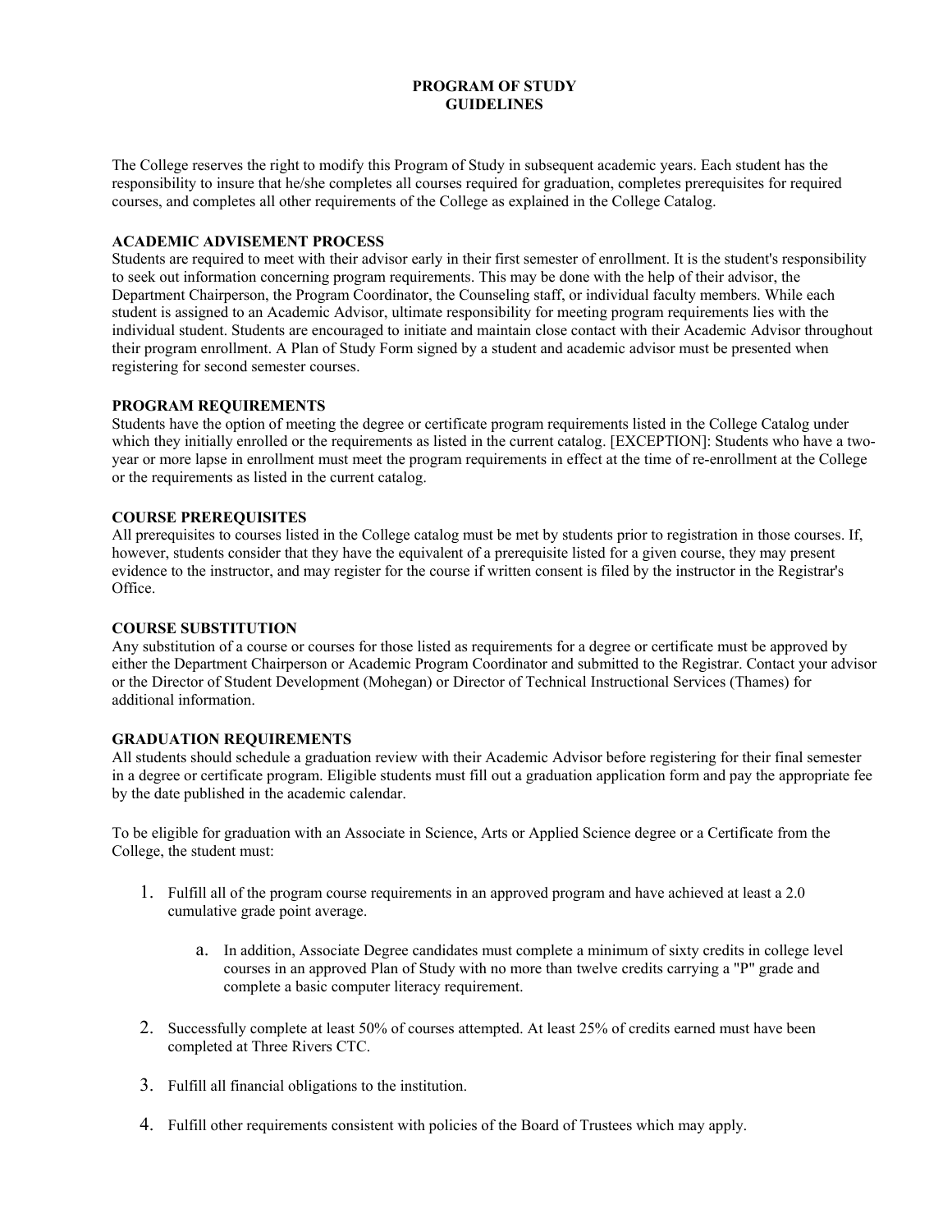# PROGRAM OF STUDY GUIDELINES

The College reserves the right to modify this Program of Study in subsequent academic years. Each student has the responsibility to insure that he/she completes all courses required for graduation, completes prerequisites for required courses, and completes all other requirements of the College as explained in the College Catalog.

## ACADEMIC ADVISEMENT PROCESS

Students are required to meet with their advisor early in their first semester of enrollment. It is the student's responsibility to seek out information concerning program requirements. This may be done with the help of their advisor, the Department Chairperson, the Program Coordinator, the Counseling staff, or individual faculty members. While each student is assigned to an Academic Advisor, ultimate responsibility for meeting program requirements lies with the individual student. Students are encouraged to initiate and maintain close contact with their Academic Advisor throughout their program enrollment. A Plan of Study Form signed by a student and academic advisor must be presented when registering for second semester courses.

## PROGRAM REQUIREMENTS

Students have the option of meeting the degree or certificate program requirements listed in the College Catalog under which they initially enrolled or the requirements as listed in the current catalog. [EXCEPTION]: Students who have a two-year or more lapse in enrollment must meet the program requirements in effect at the time of re-enrollment at the College or the requirements as listed in the current catalog.

## COURSE PREREQUISITES

All prerequisites to courses listed in the College catalog must be met by students prior to registration in those courses. If, however, students consider that they have the equivalent of a prerequisite listed for a given course, they may present evidence to the instructor, and may register for the course if written consent is filed by the instructor in the Registrar's Office.

## COURSE SUBSTITUTION

Any substitution of a course or courses for those listed as requirements for a degree or certificate must be approved by either the Department Chairperson or Academic Program Coordinator and submitted to the Registrar. Contact your advisor or the Director of Student Development (Mohegan) or Director of Technical Instructional Services (Thames) for additional information.

## GRADUATION REQUIREMENTS

All students should schedule a graduation review with their Academic Advisor before registering for their final semester in a degree or certificate program. Eligible students must fill out a graduation application form and pay the appropriate fee by the date published in the academic calendar.

To be eligible for graduation with an Associate in Science, Arts or Applied Science degree or a Certificate from the College, the student must:

1. Fulfill all of the program course requirements in an approved program and have achieved at least a 2.0 cumulative grade point average.

    a. In addition, Associate Degree candidates must complete a minimum of sixty credits in college level courses in an approved Plan of Study with no more than twelve credits carrying a "P" grade and complete a basic computer literacy requirement.

2. Successfully complete at least 50% of courses attempted. At least 25% of credits earned must have been completed at Three Rivers CTC.

3. Fulfill all financial obligations to the institution.

4. Fulfill other requirements consistent with policies of the Board of Trustees which may apply.